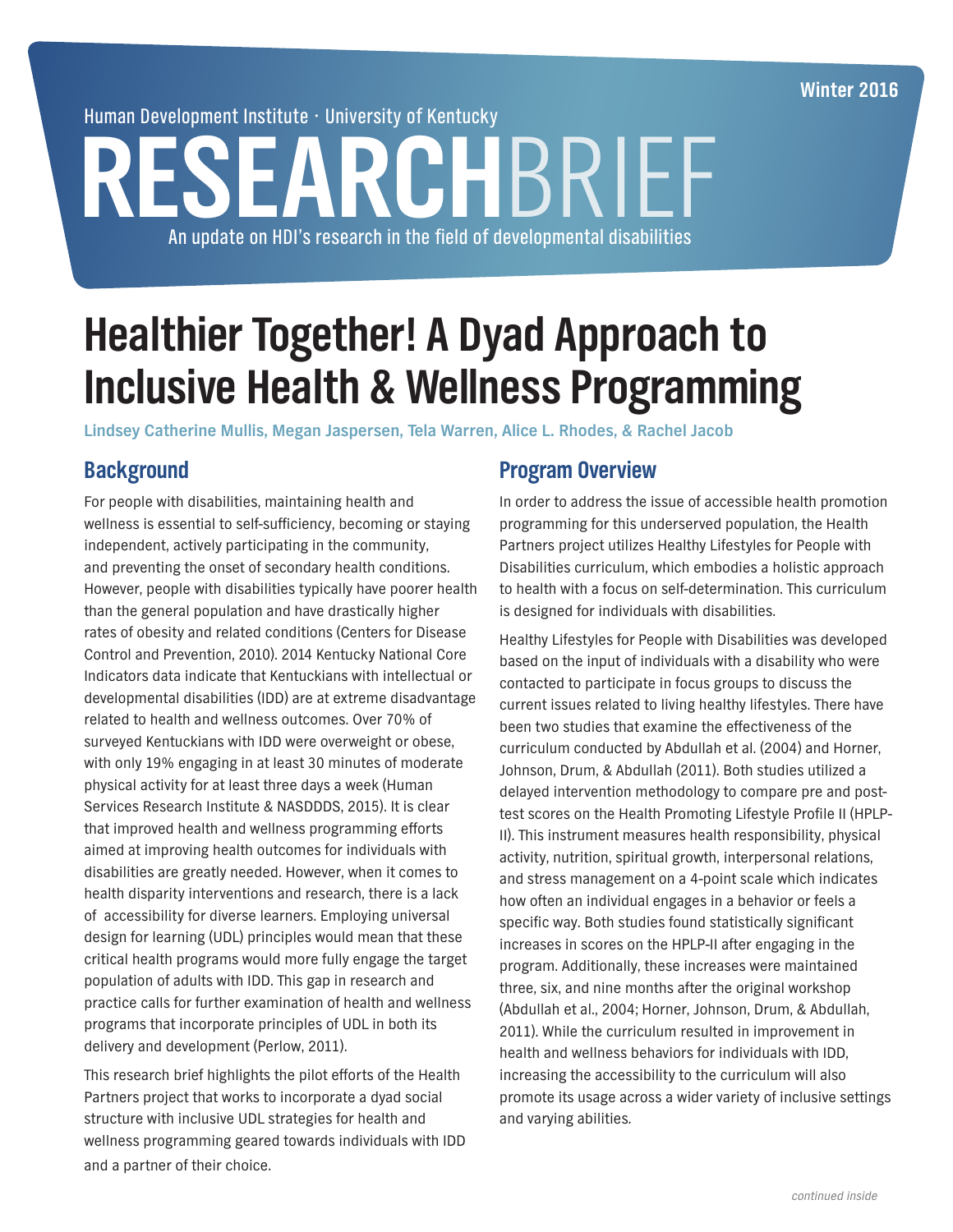Human Development Institute · University of Kentucky

Winter 2016

# RESEARCHBRIEF

An update on HDI's research in the field of developmental disabilities

# Healthier Together! A Dyad Approach to Inclusive Health & Wellness Programming

**Lindsey Catherine Mullis, Megan Jaspersen, Tela Warren, Alice L. Rhodes, & Rachel Jacob**

## Background

For people with disabilities, maintaining health and wellness is essential to self-sufficiency, becoming or staying independent, actively participating in the community, and preventing the onset of secondary health conditions. However, people with disabilities typically have poorer health than the general population and have drastically higher rates of obesity and related conditions (Centers for Disease Control and Prevention, 2010). 2014 Kentucky National Core Indicators data indicate that Kentuckians with intellectual or developmental disabilities (IDD) are at extreme disadvantage related to health and wellness outcomes. Over 70% of surveyed Kentuckians with IDD were overweight or obese, with only 19% engaging in at least 30 minutes of moderate physical activity for at least three days a week (Human Services Research Institute & NASDDDS, 2015). It is clear that improved health and wellness programming efforts aimed at improving health outcomes for individuals with disabilities are greatly needed. However, when it comes to health disparity interventions and research, there is a lack of accessibility for diverse learners. Employing universal design for learning (UDL) principles would mean that these critical health programs would more fully engage the target population of adults with IDD. This gap in research and practice calls for further examination of health and wellness programs that incorporate principles of UDL in both its delivery and development (Perlow, 2011).

This research brief highlights the pilot efforts of the Health Partners project that works to incorporate a dyad social structure with inclusive UDL strategies for health and wellness programming geared towards individuals with IDD and a partner of their choice.

## Program Overview

In order to address the issue of accessible health promotion programming for this underserved population, the Health Partners project utilizes Healthy Lifestyles for People with Disabilities curriculum, which embodies a holistic approach to health with a focus on self-determination. This curriculum is designed for individuals with disabilities.

Healthy Lifestyles for People with Disabilities was developed based on the input of individuals with a disability who were contacted to participate in focus groups to discuss the current issues related to living healthy lifestyles. There have been two studies that examine the effectiveness of the curriculum conducted by Abdullah et al. (2004) and Horner, Johnson, Drum, & Abdullah (2011). Both studies utilized a delayed intervention methodology to compare pre and post-test scores on the Health Promoting Lifestyle Profile II (HPLP-II). This instrument measures health responsibility, physical activity, nutrition, spiritual growth, interpersonal relations, and stress management on a 4-point scale which indicates how often an individual engages in a behavior or feels a specific way. Both studies found statistically significant increases in scores on the HPLP-II after engaging in the program. Additionally, these increases were maintained three, six, and nine months after the original workshop (Abdullah et al., 2004; Horner, Johnson, Drum, & Abdullah, 2011). While the curriculum resulted in improvement in health and wellness behaviors for individuals with IDD, increasing the accessibility to the curriculum will also promote its usage across a wider variety of inclusive settings and varying abilities.

*continued inside*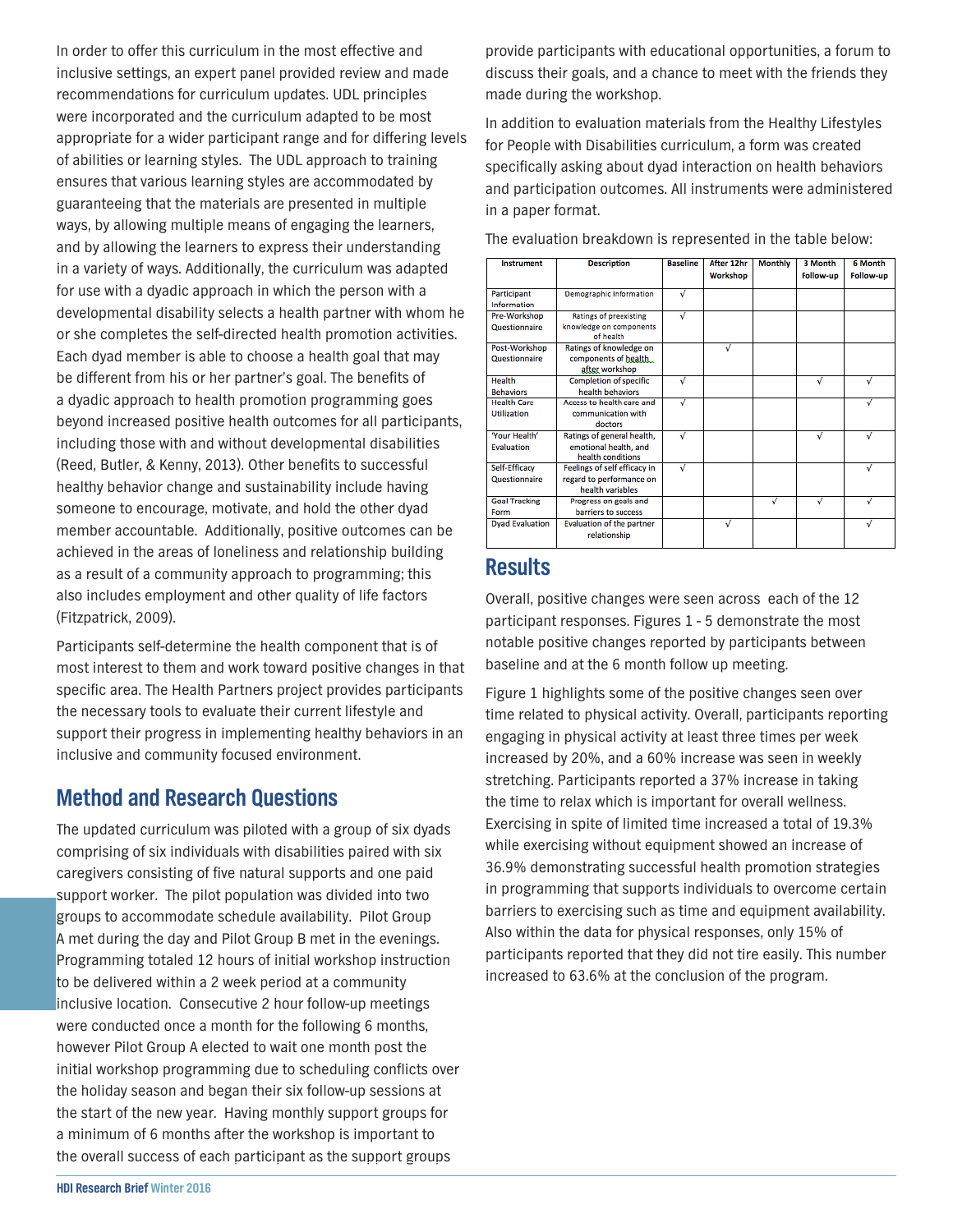In order to offer this curriculum in the most effective and inclusive settings, an expert panel provided review and made recommendations for curriculum updates. UDL principles were incorporated and the curriculum adapted to be most appropriate for a wider participant range and for differing levels of abilities or learning styles. The UDL approach to training ensures that various learning styles are accommodated by guaranteeing that the materials are presented in multiple ways, by allowing multiple means of engaging the learners, and by allowing the learners to express their understanding in a variety of ways. Additionally, the curriculum was adapted for use with a dyadic approach in which the person with a developmental disability selects a health partner with whom he or she completes the self-directed health promotion activities. Each dyad member is able to choose a health goal that may be different from his or her partner's goal. The benefits of a dyadic approach to health promotion programming goes beyond increased positive health outcomes for all participants, including those with and without developmental disabilities (Reed, Butler, & Kenny, 2013). Other benefits to successful healthy behavior change and sustainability include having someone to encourage, motivate, and hold the other dyad member accountable. Additionally, positive outcomes can be achieved in the areas of loneliness and relationship building as a result of a community approach to programming; this also includes employment and other quality of life factors (Fitzpatrick, 2009).

Participants self-determine the health component that is of most interest to them and work toward positive changes in that specific area. The Health Partners project provides participants the necessary tools to evaluate their current lifestyle and support their progress in implementing healthy behaviors in an inclusive and community focused environment.

## Method and Research Questions

The updated curriculum was piloted with a group of six dyads comprising of six individuals with disabilities paired with six caregivers consisting of five natural supports and one paid support worker. The pilot population was divided into two groups to accommodate schedule availability. Pilot Group A met during the day and Pilot Group B met in the evenings. Programming totaled 12 hours of initial workshop instruction to be delivered within a 2 week period at a community inclusive location. Consecutive 2 hour follow-up meetings were conducted once a month for the following 6 months, however Pilot Group A elected to wait one month post the initial workshop programming due to scheduling conflicts over the holiday season and began their six follow-up sessions at the start of the new year. Having monthly support groups for a minimum of 6 months after the workshop is important to the overall success of each participant as the support groups provide participants with educational opportunities, a forum to discuss their goals, and a chance to meet with the friends they made during the workshop.

In addition to evaluation materials from the Healthy Lifestyles for People with Disabilities curriculum, a form was created specifically asking about dyad interaction on health behaviors and participation outcomes. All instruments were administered in a paper format.

The evaluation breakdown is represented in the table below:

| Instrument | Description | Baseline | After 12hr Workshop | Monthly | 3 Month Follow-up | 6 Month Follow-up |
|---|---|---|---|---|---|---|
| Participant Information | Demographic Information | √ | | | | |
| Pre-Workshop Questionnaire | Ratings of preexisting knowledge on components of health | √ | | | | |
| Post-Workshop Questionnaire | Ratings of knowledge on components of health after workshop | | √ | | | |
| Health Behaviors | Completion of specific health behaviors | √ | | | √ | √ |
| Health Care Utilization | Access to health care and communication with doctors | √ | | | | √ |
| 'Your Health' Evaluation | Ratings of general health, emotional health, and health conditions | √ | | | √ | √ |
| Self-Efficacy Questionnaire | Feelings of self efficacy in regard to performance on health variables | √ | | | | √ |
| Goal Tracking Form | Progress on goals and barriers to success | | | √ | √ | √ |
| Dyad Evaluation | Evaluation of the partner relationship | | √ | | | √ |

## Results

Overall, positive changes were seen across each of the 12 participant responses. Figures 1 - 5 demonstrate the most notable positive changes reported by participants between baseline and at the 6 month follow up meeting.

Figure 1 highlights some of the positive changes seen over time related to physical activity. Overall, participants reporting engaging in physical activity at least three times per week increased by 20%, and a 60% increase was seen in weekly stretching. Participants reported a 37% increase in taking the time to relax which is important for overall wellness. Exercising in spite of limited time increased a total of 19.3% while exercising without equipment showed an increase of 36.9% demonstrating successful health promotion strategies in programming that supports individuals to overcome certain barriers to exercising such as time and equipment availability. Also within the data for physical responses, only 15% of participants reported that they did not tire easily. This number increased to 63.6% at the conclusion of the program.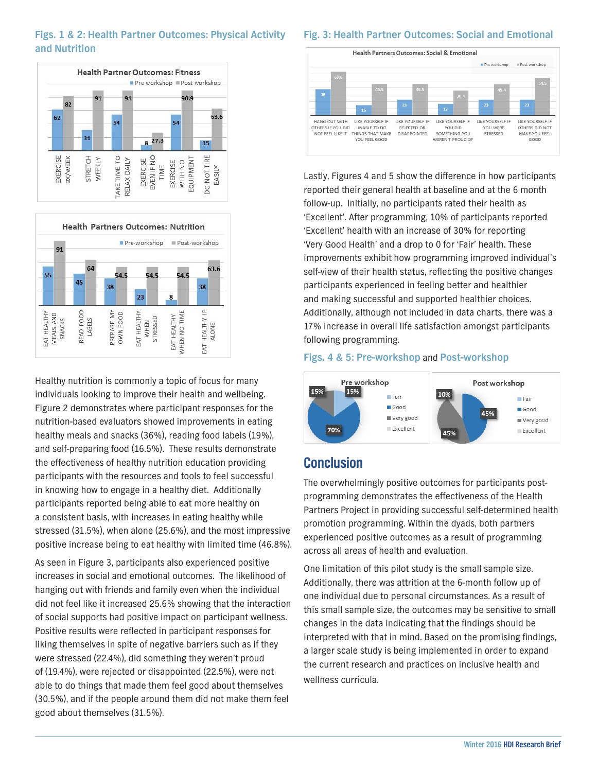### Figs. 1 & 2: Health Partner Outcomes: Physical Activity and Nutrition

**Health Partner Outcomes: Fitness**

| | Pre workshop | Post workshop |
|---|---|---|
| EXERCISE 3X/WEEK | 62 | 82 |
| STRETCH WEEKLY | 31 | 91 |
| TAKE TIME TO RELAX DAILY | 54 | 91 |
| EXERCISE EVEN IF NO TIME | 8 | 27.3 |
| EXERCISE WITH NO EQUIPMENT | 54 | 90.9 |
| DO NOT TIRE EASILY | 15 | 63.6 |

**Health Partners Outcomes: Nutrition**

| | Pre-workshop | Post-workshop |
|---|---|---|
| EAT HEALTHY MEALS AND SNACKS | 55 | 91 |
| READ FOOD LABELS | 45 | 64 |
| PREPARE MY OWN FOOD | 38 | 54.5 |
| EAT HEALTHY WHEN STRESSED | 23 | 54.5 |
| EAT HEALTHY WHEN NO TIME | 8 | 54.5 |
| EAT HEALTHY IF ALONE | 38 | 63.6 |

Healthy nutrition is commonly a topic of focus for many individuals looking to improve their health and wellbeing. Figure 2 demonstrates where participant responses for the nutrition-based evaluators showed improvements in eating healthy meals and snacks (36%), reading food labels (19%), and self-preparing food (16.5%). These results demonstrate the effectiveness of healthy nutrition education providing participants with the resources and tools to feel successful in knowing how to engage in a healthy diet. Additionally participants reported being able to eat more healthy on a consistent basis, with increases in eating healthy while stressed (31.5%), when alone (25.6%), and the most impressive positive increase being to eat healthy with limited time (46.8%).

As seen in Figure 3, participants also experienced positive increases in social and emotional outcomes. The likelihood of hanging out with friends and family even when the individual did not feel like it increased 25.6% showing that the interaction of social supports had positive impact on participant wellness. Positive results were reflected in participant responses for liking themselves in spite of negative barriers such as if they were stressed (22.4%), did something they weren't proud of (19.4%), were rejected or disappointed (22.5%), were not able to do things that made them feel good about themselves (30.5%), and if the people around them did not make them feel good about themselves (31.5%).

### Fig. 3: Health Partner Outcomes: Social and Emotional

**Health Partners Outcomes: Social & Emotional**

| | Pre workshop | Post workshop |
|---|---|---|
| HANG OUT WITH OTHERS IF YOU DID NOT FEEL LIKE IT | 38 | 63.6 |
| LIKE YOURSELF IF UNABLE TO DO THINGS THAT MAKE YOU FEEL GOOD | 15 | 45.5 |
| LIKE YOURSELF IF REJECTED OR DISAPPOINTED | 23 | 45.5 |
| LIKE YOURSELF IF YOU DID SOMETHING YOU WEREN'T PROUD OF | 17 | 36.4 |
| LIKE YOURSELF IF YOU WERE STRESSED | 23 | 45.4 |
| LIKE YOURSELF IF OTHERS DID NOT MAKE YOU FEEL GOOD | 23 | 54.5 |

Lastly, Figures 4 and 5 show the difference in how participants reported their general health at baseline and at the 6 month follow-up. Initially, no participants rated their health as 'Excellent'. After programming, 10% of participants reported 'Excellent' health with an increase of 30% for reporting 'Very Good Health' and a drop to 0 for 'Fair' health. These improvements exhibit how programming improved individual's self-view of their health status, reflecting the positive changes participants experienced in feeling better and healthier and making successful and supported healthier choices. Additionally, although not included in data charts, there was a 17% increase in overall life satisfaction amongst participants following programming.

### Figs. 4 & 5: Pre-workshop and Post-workshop

**Pre workshop**

| Rating | Percent |
|---|---|
| Fair | 15% |
| Good | 70% |
| Very good | 15% |
| Excellent | |

**Post workshop**

| Rating | Percent |
|---|---|
| Fair | |
| Good | 45% |
| Very good | 45% |
| Excellent | 10% |

## Conclusion

The overwhelmingly positive outcomes for participants post-programming demonstrates the effectiveness of the Health Partners Project in providing successful self-determined health promotion programming. Within the dyads, both partners experienced positive outcomes as a result of programming across all areas of health and evaluation.

One limitation of this pilot study is the small sample size. Additionally, there was attrition at the 6-month follow up of one individual due to personal circumstances. As a result of this small sample size, the outcomes may be sensitive to small changes in the data indicating that the findings should be interpreted with that in mind. Based on the promising findings, a larger scale study is being implemented in order to expand the current research and practices on inclusive health and wellness curricula.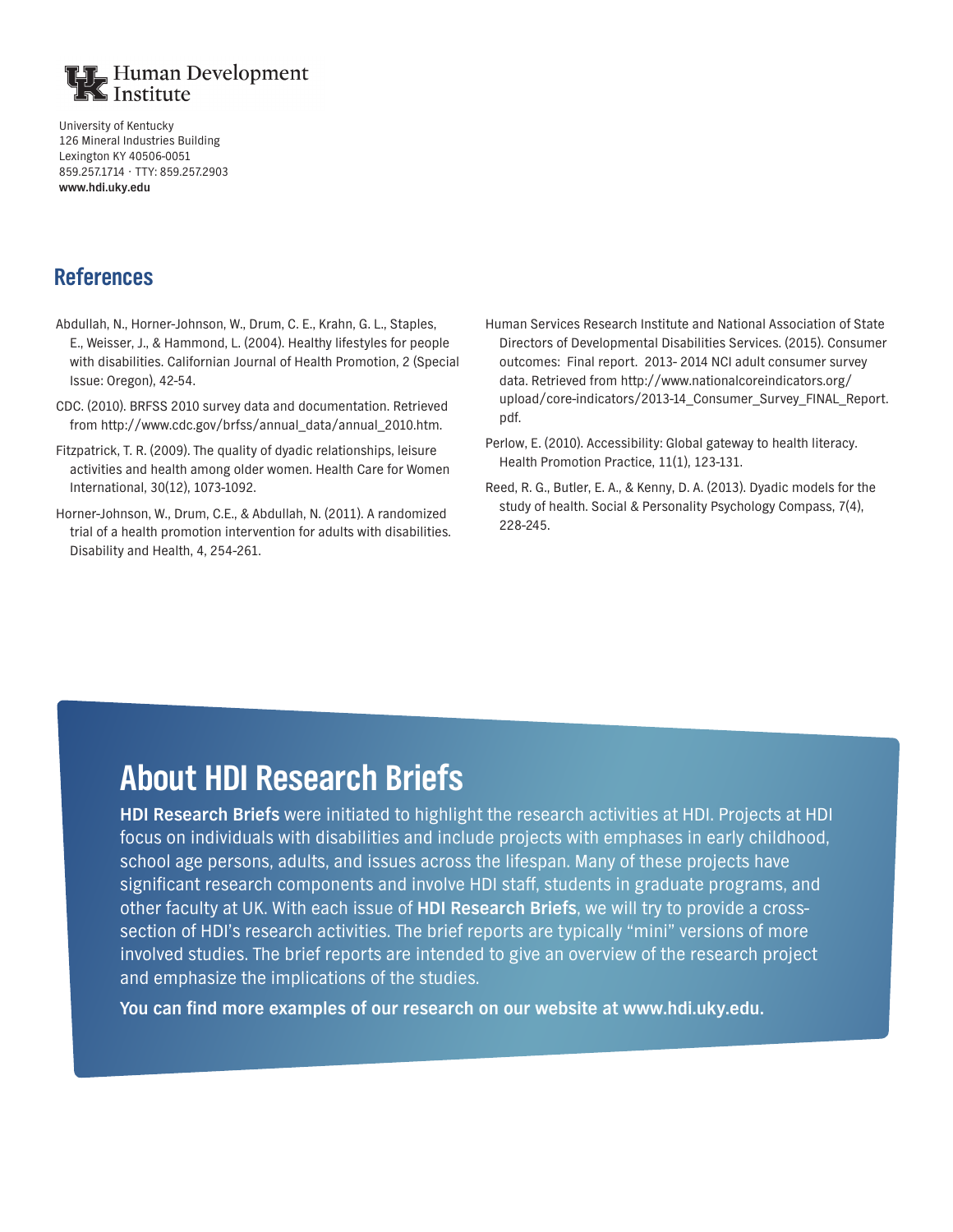Human Development Institute

University of Kentucky
126 Mineral Industries Building
Lexington KY 40506-0051
859.257.1714 · TTY: 859.257.2903
**www.hdi.uky.edu**

## References

Abdullah, N., Horner-Johnson, W., Drum, C. E., Krahn, G. L., Staples, E., Weisser, J., & Hammond, L. (2004). Healthy lifestyles for people with disabilities. Californian Journal of Health Promotion, 2 (Special Issue: Oregon), 42-54.

CDC. (2010). BRFSS 2010 survey data and documentation. Retrieved from http://www.cdc.gov/brfss/annual_data/annual_2010.htm.

Fitzpatrick, T. R. (2009). The quality of dyadic relationships, leisure activities and health among older women. Health Care for Women International, 30(12), 1073-1092.

Horner-Johnson, W., Drum, C.E., & Abdullah, N. (2011). A randomized trial of a health promotion intervention for adults with disabilities. Disability and Health, 4, 254-261.

Human Services Research Institute and National Association of State Directors of Developmental Disabilities Services. (2015). Consumer outcomes: Final report. 2013- 2014 NCI adult consumer survey data. Retrieved from http://www.nationalcoreindicators.org/upload/core-indicators/2013-14_Consumer_Survey_FINAL_Report.pdf.

Perlow, E. (2010). Accessibility: Global gateway to health literacy. Health Promotion Practice, 11(1), 123-131.

Reed, R. G., Butler, E. A., & Kenny, D. A. (2013). Dyadic models for the study of health. Social & Personality Psychology Compass, 7(4), 228-245.

## About HDI Research Briefs

**HDI Research Briefs** were initiated to highlight the research activities at HDI. Projects at HDI focus on individuals with disabilities and include projects with emphases in early childhood, school age persons, adults, and issues across the lifespan. Many of these projects have significant research components and involve HDI staff, students in graduate programs, and other faculty at UK. With each issue of **HDI Research Briefs**, we will try to provide a cross-section of HDI's research activities. The brief reports are typically "mini" versions of more involved studies. The brief reports are intended to give an overview of the research project and emphasize the implications of the studies.

**You can find more examples of our research on our website at www.hdi.uky.edu.**